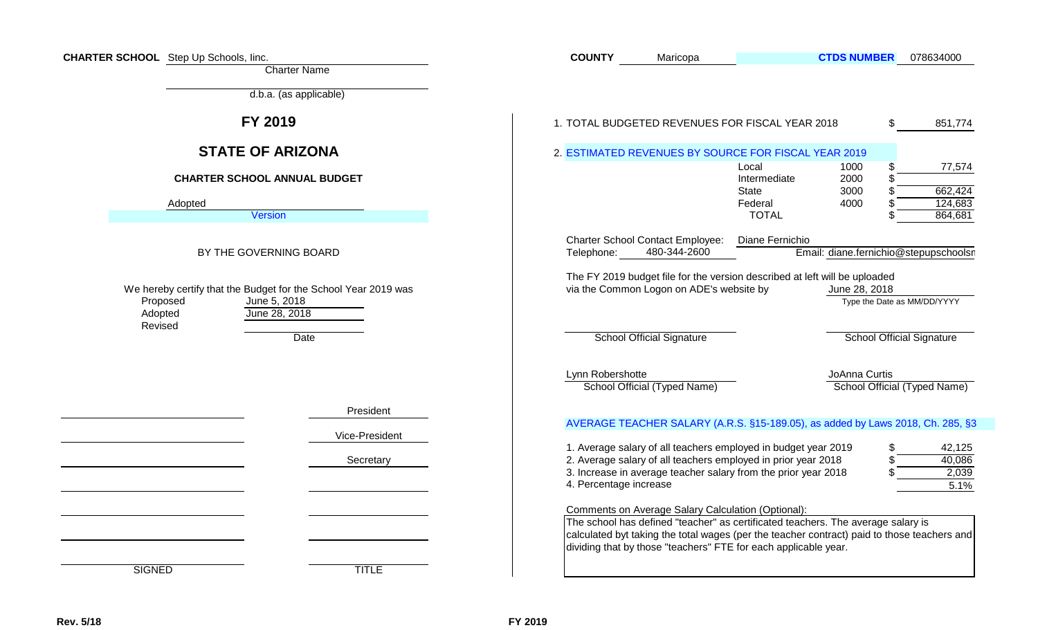**CHARTER SCHOOL** Step Up Schools, Iinc.

Charter Name

d.b.a. (as applicable)

## FY 2019

## STATE OF ARIZONA

### CHARTER SCHOOL ANNUAL BUDGET

Adopted

Version

BY THE GOVERNING BOARD

We hereby certify that the Budget for the School Year 2019 was

| | Date |
|---|---|
| Proposed | June 5, 2018 |
| Adopted | June 28, 2018 |
| Revised | |

| SIGNED | TITLE |
|---|---|
| | President |
| | Vice-President |
| | Secretary |
| | |
| | |
| | |
| | |

**COUNTY** Maricopa **CTDS NUMBER** 078634000

1. TOTAL BUDGETED REVENUES FOR FISCAL YEAR 2018 $ 851,774

2. ESTIMATED REVENUES BY SOURCE FOR FISCAL YEAR 2019

| Source | Code | Amount |
|---|---|---|
| Local | 1000 | $ 77,574 |
| Intermediate | 2000 | $ |
| State | 3000 | $ 662,424 |
| Federal | 4000 | $ 124,683 |
| TOTAL | | $ 864,681 |

Charter School Contact Employee: Diane Fernichio

Telephone: 480-344-2600 Email: diane.fernichio@stepupschoolsn

The FY 2019 budget file for the version described at left will be uploaded via the Common Logon on ADE's website by June 28, 2018

Type the Date as MM/DD/YYYY

School Official Signature School Official Signature

Lynn Robershotte — School Official (Typed Name)

JoAnna Curtis — School Official (Typed Name)

AVERAGE TEACHER SALARY (A.R.S. §15-189.05), as added by Laws 2018, Ch. 285, §3

1. Average salary of all teachers employed in budget year 2019 $ 42,125
2. Average salary of all teachers employed in prior year 2018 $ 40,086
3. Increase in average teacher salary from the prior year 2018 $ 2,039
4. Percentage increase 5.1%

Comments on Average Salary Calculation (Optional):

The school has defined "teacher" as certificated teachers. The average salary is calculated byt taking the total wages (per the teacher contract) paid to those teachers and dividing that by those "teachers" FTE for each applicable year.

Rev. 5/18 FY 2019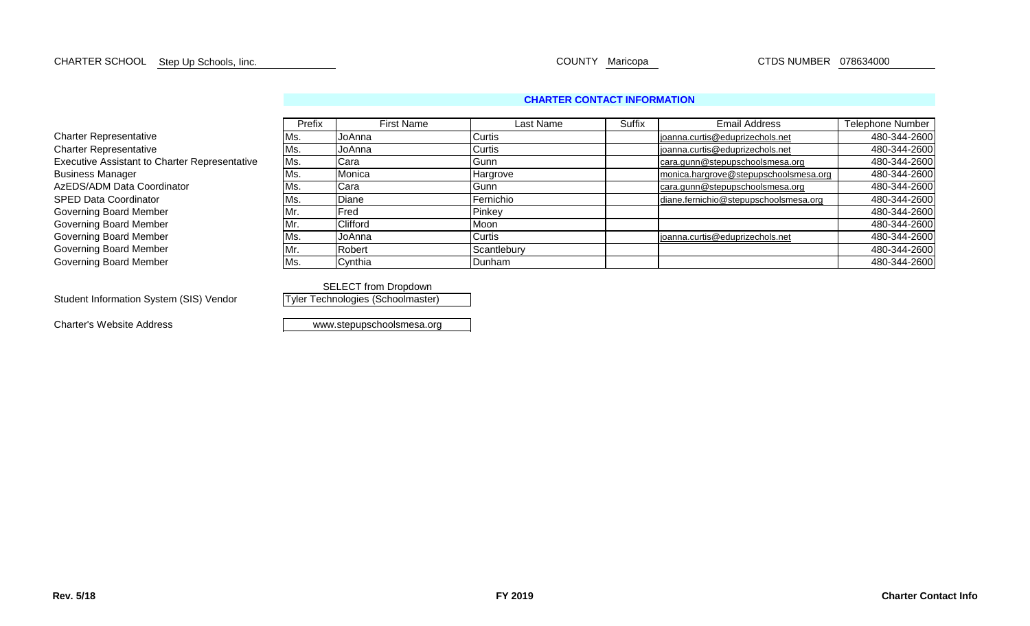CHARTER SCHOOL Step Up Schools, Iinc. COUNTY Maricopa CTDS NUMBER 078634000

## CHARTER CONTACT INFORMATION

| | Prefix | First Name | Last Name | Suffix | Email Address | Telephone Number |
|---|---|---|---|---|---|---|
| Charter Representative | Ms. | JoAnna | Curtis | | joanna.curtis@eduprizechols.net | 480-344-2600 |
| Charter Representative | Ms. | JoAnna | Curtis | | joanna.curtis@eduprizechols.net | 480-344-2600 |
| Executive Assistant to Charter Representative | Ms. | Cara | Gunn | | cara.gunn@stepupschoolsmesa.org | 480-344-2600 |
| Business Manager | Ms. | Monica | Hargrove | | monica.hargrove@stepupschoolsmesa.org | 480-344-2600 |
| AzEDS/ADM Data Coordinator | Ms. | Cara | Gunn | | cara.gunn@stepupschoolsmesa.org | 480-344-2600 |
| SPED Data Coordinator | Ms. | Diane | Fernichio | | diane.fernichio@stepupschoolsmesa.org | 480-344-2600 |
| Governing Board Member | Mr. | Fred | Pinkey | | | 480-344-2600 |
| Governing Board Member | Mr. | Clifford | Moon | | | 480-344-2600 |
| Governing Board Member | Ms. | JoAnna | Curtis | | joanna.curtis@eduprizechols.net | 480-344-2600 |
| Governing Board Member | Mr. | Robert | Scantlebury | | | 480-344-2600 |
| Governing Board Member | Ms. | Cynthia | Dunham | | | 480-344-2600 |

Student Information System (SIS) Vendor — SELECT from Dropdown: Tyler Technologies (Schoolmaster)

Charter's Website Address: www.stepupschoolsmesa.org

Rev. 5/18 FY 2019 Charter Contact Info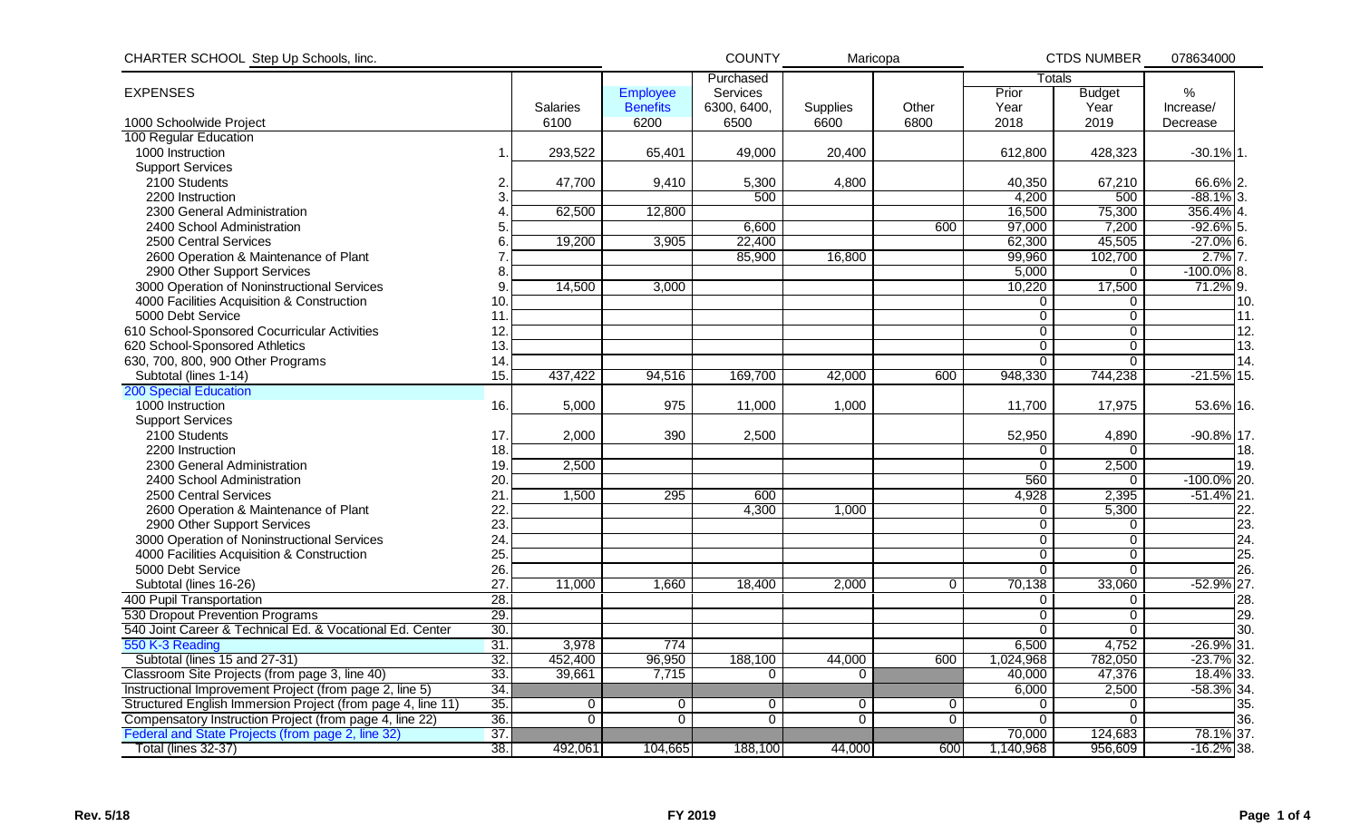CHARTER SCHOOL Step Up Schools, inc. COUNTY Maricopa CTDS NUMBER 078634000

| EXPENSES | | Salaries | Employee Benefits | Purchased Services 6300, 6400, 6500 | Supplies | Other | Totals Prior Year 2018 | Budget Year 2019 | % Increase/ Decrease | |
|---|---|---|---|---|---|---|---|---|---|---|
| 1000 Schoolwide Project | | 6100 | 6200 | | 6600 | 6800 | | | | |
| 100 Regular Education | | | | | | | | | | |
| 1000 Instruction | 1. | 293,522 | 65,401 | 49,000 | 20,400 | | 612,800 | 428,323 | -30.1% | 1. |
| Support Services | | | | | | | | | | |
| 2100 Students | 2. | 47,700 | 9,410 | 5,300 | 4,800 | | 40,350 | 67,210 | 66.6% | 2. |
| 2200 Instruction | 3. | | | 500 | | | 4,200 | 500 | -88.1% | 3. |
| 2300 General Administration | 4. | 62,500 | 12,800 | | | | 16,500 | 75,300 | 356.4% | 4. |
| 2400 School Administration | 5. | | | 6,600 | | 600 | 97,000 | 7,200 | -92.6% | 5. |
| 2500 Central Services | 6. | 19,200 | 3,905 | 22,400 | | | 62,300 | 45,505 | -27.0% | 6. |
| 2600 Operation & Maintenance of Plant | 7. | | | 85,900 | 16,800 | | 99,960 | 102,700 | 2.7% | 7. |
| 2900 Other Support Services | 8. | | | | | | 5,000 | 0 | -100.0% | 8. |
| 3000 Operation of Noninstructional Services | 9. | 14,500 | 3,000 | | | | 10,220 | 17,500 | 71.2% | 9. |
| 4000 Facilities Acquisition & Construction | 10. | | | | | | 0 | 0 | | 10. |
| 5000 Debt Service | 11. | | | | | | 0 | 0 | | 11. |
| 610 School-Sponsored Cocurricular Activities | 12. | | | | | | 0 | 0 | | 12. |
| 620 School-Sponsored Athletics | 13. | | | | | | 0 | 0 | | 13. |
| 630, 700, 800, 900 Other Programs | 14. | | | | | | 0 | 0 | | 14. |
| Subtotal (lines 1-14) | 15. | 437,422 | 94,516 | 169,700 | 42,000 | 600 | 948,330 | 744,238 | -21.5% | 15. |
| 200 Special Education | | | | | | | | | | |
| 1000 Instruction | 16. | 5,000 | 975 | 11,000 | 1,000 | | 11,700 | 17,975 | 53.6% | 16. |
| Support Services | | | | | | | | | | |
| 2100 Students | 17. | 2,000 | 390 | 2,500 | | | 52,950 | 4,890 | -90.8% | 17. |
| 2200 Instruction | 18. | | | | | | 0 | 0 | | 18. |
| 2300 General Administration | 19. | 2,500 | | | | | 0 | 2,500 | | 19. |
| 2400 School Administration | 20. | | | | | | 560 | 0 | -100.0% | 20. |
| 2500 Central Services | 21. | 1,500 | 295 | 600 | | | 4,928 | 2,395 | -51.4% | 21. |
| 2600 Operation & Maintenance of Plant | 22. | | | 4,300 | 1,000 | | 0 | 5,300 | | 22. |
| 2900 Other Support Services | 23. | | | | | | 0 | 0 | | 23. |
| 3000 Operation of Noninstructional Services | 24. | | | | | | 0 | 0 | | 24. |
| 4000 Facilities Acquisition & Construction | 25. | | | | | | 0 | 0 | | 25. |
| 5000 Debt Service | 26. | | | | | | 0 | 0 | | 26. |
| Subtotal (lines 16-26) | 27. | 11,000 | 1,660 | 18,400 | 2,000 | 0 | 70,138 | 33,060 | -52.9% | 27. |
| 400 Pupil Transportation | 28. | | | | | | 0 | 0 | | 28. |
| 530 Dropout Prevention Programs | 29. | | | | | | 0 | 0 | | 29. |
| 540 Joint Career & Technical Ed. & Vocational Ed. Center | 30. | | | | | | 0 | 0 | | 30. |
| 550 K-3 Reading | 31. | 3,978 | 774 | | | | 6,500 | 4,752 | -26.9% | 31. |
| Subtotal (lines 15 and 27-31) | 32. | 452,400 | 96,950 | 188,100 | 44,000 | 600 | 1,024,968 | 782,050 | -23.7% | 32. |
| Classroom Site Projects (from page 3, line 40) | 33. | 39,661 | 7,715 | 0 | 0 | | 40,000 | 47,376 | 18.4% | 33. |
| Instructional Improvement Project (from page 2, line 5) | 34. | | | | | | 6,000 | 2,500 | -58.3% | 34. |
| Structured English Immersion Project (from page 4, line 11) | 35. | 0 | 0 | 0 | 0 | 0 | 0 | 0 | | 35. |
| Compensatory Instruction Project (from page 4, line 22) | 36. | 0 | 0 | 0 | 0 | 0 | 0 | 0 | | 36. |
| Federal and State Projects (from page 2, line 32) | 37. | | | | | | 70,000 | 124,683 | 78.1% | 37. |
| Total (lines 32-37) | 38. | 492,061 | 104,665 | 188,100 | 44,000 | 600 | 1,140,968 | 956,609 | -16.2% | 38. |

Rev. 5/18 FY 2019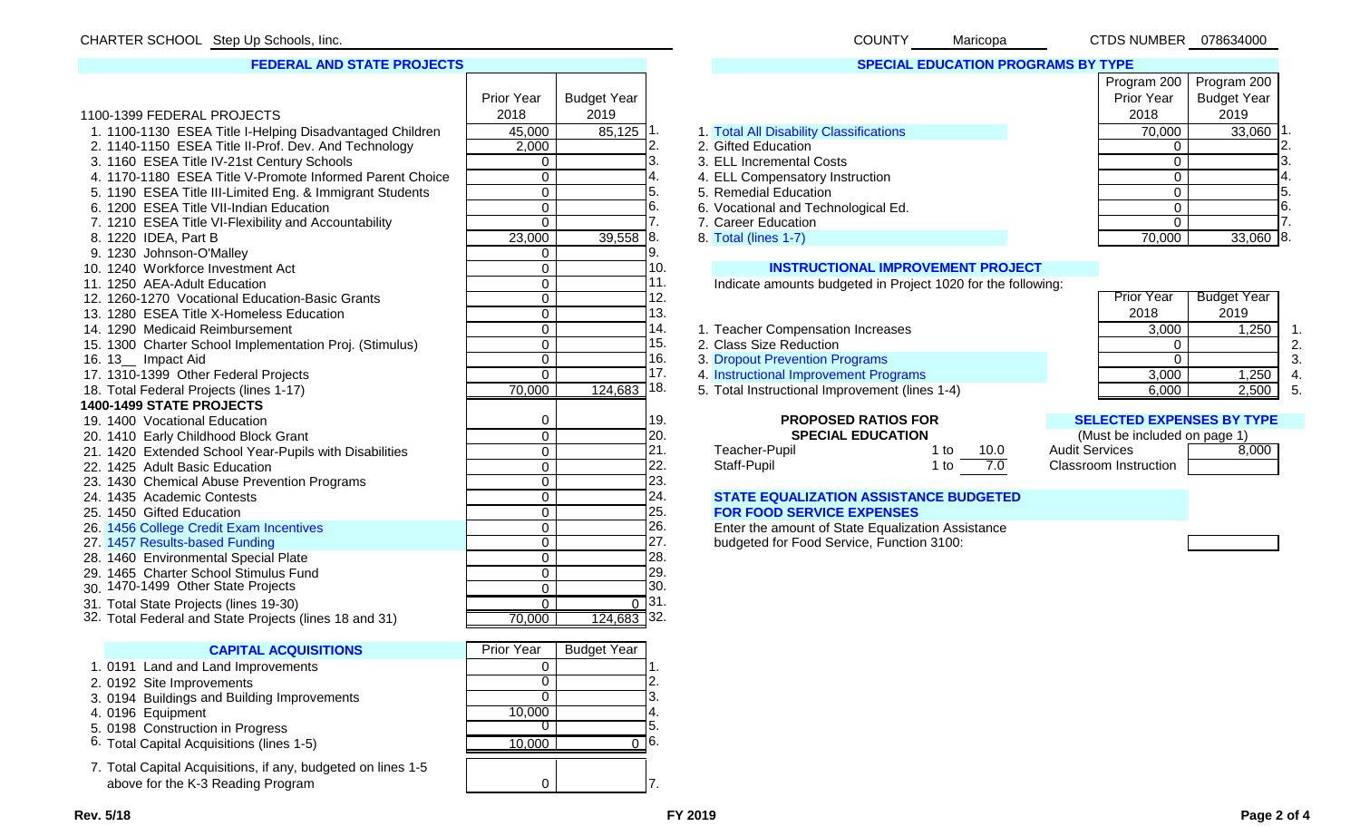CHARTER SCHOOL Step Up Schools, Iinc. COUNTY Maricopa CTDS NUMBER 078634000

## FEDERAL AND STATE PROJECTS

| 1100-1399 FEDERAL PROJECTS | Prior Year 2018 | Budget Year 2019 | |
|---|---|---|---|
| 1. 1100-1130 ESEA Title I-Helping Disadvantaged Children | 45,000 | 85,125 | 1. |
| 2. 1140-1150 ESEA Title II-Prof. Dev. And Technology | 2,000 | | 2. |
| 3. 1160 ESEA Title IV-21st Century Schools | 0 | | 3. |
| 4. 1170-1180 ESEA Title V-Promote Informed Parent Choice | 0 | | 4. |
| 5. 1190 ESEA Title III-Limited Eng. & Immigrant Students | 0 | | 5. |
| 6. 1200 ESEA Title VII-Indian Education | 0 | | 6. |
| 7. 1210 ESEA Title VI-Flexibility and Accountability | 0 | | 7. |
| 8. 1220 IDEA, Part B | 23,000 | 39,558 | 8. |
| 9. 1230 Johnson-O'Malley | 0 | | 9. |
| 10. 1240 Workforce Investment Act | 0 | | 10. |
| 11. 1250 AEA-Adult Education | 0 | | 11. |
| 12. 1260-1270 Vocational Education-Basic Grants | 0 | | 12. |
| 13. 1280 ESEA Title X-Homeless Education | 0 | | 13. |
| 14. 1290 Medicaid Reimbursement | 0 | | 14. |
| 15. 1300 Charter School Implementation Proj. (Stimulus) | 0 | | 15. |
| 16. 13__ Impact Aid | 0 | | 16. |
| 17. 1310-1399 Other Federal Projects | 0 | | 17. |
| 18. Total Federal Projects (lines 1-17) | 70,000 | 124,683 | 18. |
| **1400-1499 STATE PROJECTS** | | | |
| 19. 1400 Vocational Education | 0 | | 19. |
| 20. 1410 Early Childhood Block Grant | 0 | | 20. |
| 21. 1420 Extended School Year-Pupils with Disabilities | 0 | | 21. |
| 22. 1425 Adult Basic Education | 0 | | 22. |
| 23. 1430 Chemical Abuse Prevention Programs | 0 | | 23. |
| 24. 1435 Academic Contests | 0 | | 24. |
| 25. 1450 Gifted Education | 0 | | 25. |
| 26. 1456 College Credit Exam Incentives | 0 | | 26. |
| 27. 1457 Results-based Funding | 0 | | 27. |
| 28. 1460 Environmental Special Plate | 0 | | 28. |
| 29. 1465 Charter School Stimulus Fund | 0 | | 29. |
| 30. 1470-1499 Other State Projects | 0 | | 30. |
| 31. Total State Projects (lines 19-30) | 0 | 0 | 31. |
| 32. Total Federal and State Projects (lines 18 and 31) | 70,000 | 124,683 | 32. |

## CAPITAL ACQUISITIONS

| | Prior Year | Budget Year | |
|---|---|---|---|
| 1. 0191 Land and Land Improvements | 0 | | 1. |
| 2. 0192 Site Improvements | 0 | | 2. |
| 3. 0194 Buildings and Building Improvements | 0 | | 3. |
| 4. 0196 Equipment | 10,000 | | 4. |
| 5. 0198 Construction in Progress | 0 | | 5. |
| 6. Total Capital Acquisitions (lines 1-5) | 10,000 | 0 | 6. |
| 7. Total Capital Acquisitions, if any, budgeted on lines 1-5 above for the K-3 Reading Program | 0 | | 7. |

## SPECIAL EDUCATION PROGRAMS BY TYPE

| | Program 200 Prior Year 2018 | Program 200 Budget Year 2019 | |
|---|---|---|---|
| 1. Total All Disability Classifications | 70,000 | 33,060 | 1. |
| 2. Gifted Education | 0 | | 2. |
| 3. ELL Incremental Costs | 0 | | 3. |
| 4. ELL Compensatory Instruction | 0 | | 4. |
| 5. Remedial Education | 0 | | 5. |
| 6. Vocational and Technological Ed. | 0 | | 6. |
| 7. Career Education | 0 | | 7. |
| 8. Total (lines 1-7) | 70,000 | 33,060 | 8. |

## INSTRUCTIONAL IMPROVEMENT PROJECT

Indicate amounts budgeted in Project 1020 for the following:

| | Prior Year 2018 | Budget Year 2019 | |
|---|---|---|---|
| 1. Teacher Compensation Increases | 3,000 | 1,250 | 1. |
| 2. Class Size Reduction | 0 | | 2. |
| 3. Dropout Prevention Programs | 0 | | 3. |
| 4. Instructional Improvement Programs | 3,000 | 1,250 | 4. |
| 5. Total Instructional Improvement (lines 1-4) | 6,000 | 2,500 | 5. |

## PROPOSED RATIOS FOR SPECIAL EDUCATION

| | | |
|---|---|---|
| Teacher-Pupil | 1 to | 10.0 |
| Staff-Pupil | 1 to | 7.0 |

## SELECTED EXPENSES BY TYPE

(Must be included on page 1)

| | |
|---|---|
| Audit Services | 8,000 |
| Classroom Instruction | |

## STATE EQUALIZATION ASSISTANCE BUDGETED FOR FOOD SERVICE EXPENSES

Enter the amount of State Equalization Assistance budgeted for Food Service, Function 3100: ______

Rev. 5/18 FY 2019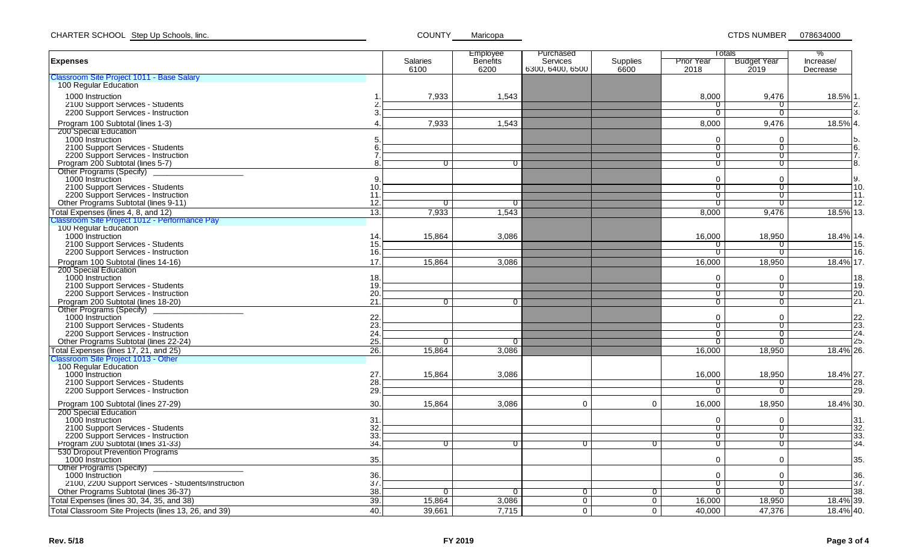CHARTER SCHOOL Step Up Schools, Iinc. COUNTY Maricopa CTDS NUMBER 078634000

| Expenses | | Salaries 6100 | Employee Benefits 6200 | Purchased Services 6300, 6400, 6500 | Supplies 6600 | Totals Prior Year 2018 | Totals Budget Year 2019 | % Increase/ Decrease | |
|---|---|---|---|---|---|---|---|---|---|
| **Classroom Site Project 1011 - Base Salary** | | | | | | | | | |
| 100 Regular Education | | | | | | | | | |
| 1000 Instruction | 1. | 7,933 | 1,543 | | | 8,000 | 9,476 | 18.5% | 1. |
| 2100 Support Services - Students | 2. | | | | | 0 | 0 | | 2. |
| 2200 Support Services - Instruction | 3. | | | | | 0 | 0 | | 3. |
| Program 100 Subtotal (lines 1-3) | 4. | 7,933 | 1,543 | | | 8,000 | 9,476 | 18.5% | 4. |
| 200 Special Education | | | | | | | | | |
| 1000 Instruction | 5. | | | | | 0 | 0 | | 5. |
| 2100 Support Services - Students | 6. | | | | | 0 | 0 | | 6. |
| 2200 Support Services - Instruction | 7. | | | | | 0 | 0 | | 7. |
| Program 200 Subtotal (lines 5-7) | 8. | 0 | 0 | | | 0 | 0 | | 8. |
| Other Programs (Specify) ______ | | | | | | | | | |
| 1000 Instruction | 9. | | | | | 0 | 0 | | 9. |
| 2100 Support Services - Students | 10. | | | | | 0 | 0 | | 10. |
| 2200 Support Services - Instruction | 11. | | | | | 0 | 0 | | 11. |
| Other Programs Subtotal (lines 9-11) | 12. | 0 | 0 | | | 0 | 0 | | 12. |
| Total Expenses (lines 4, 8, and 12) | 13. | 7,933 | 1,543 | | | 8,000 | 9,476 | 18.5% | 13. |
| **Classroom Site Project 1012 - Performance Pay** | | | | | | | | | |
| 100 Regular Education | | | | | | | | | |
| 1000 Instruction | 14. | 15,864 | 3,086 | | | 16,000 | 18,950 | 18.4% | 14. |
| 2100 Support Services - Students | 15. | | | | | 0 | 0 | | 15. |
| 2200 Support Services - Instruction | 16. | | | | | 0 | 0 | | 16. |
| Program 100 Subtotal (lines 14-16) | 17. | 15,864 | 3,086 | | | 16,000 | 18,950 | 18.4% | 17. |
| 200 Special Education | | | | | | | | | |
| 1000 Instruction | 18. | | | | | 0 | 0 | | 18. |
| 2100 Support Services - Students | 19. | | | | | 0 | 0 | | 19. |
| 2200 Support Services - Instruction | 20. | | | | | 0 | 0 | | 20. |
| Program 200 Subtotal (lines 18-20) | 21. | 0 | 0 | | | 0 | 0 | | 21. |
| Other Programs (Specify) ______ | | | | | | | | | |
| 1000 Instruction | 22. | | | | | 0 | 0 | | 22. |
| 2100 Support Services - Students | 23. | | | | | 0 | 0 | | 23. |
| 2200 Support Services - Instruction | 24. | | | | | 0 | 0 | | 24. |
| Other Programs Subtotal (lines 22-24) | 25. | 0 | 0 | | | 0 | 0 | | 25. |
| Total Expenses (lines 17, 21, and 25) | 26. | 15,864 | 3,086 | | | 16,000 | 18,950 | 18.4% | 26. |
| **Classroom Site Project 1013 - Other** | | | | | | | | | |
| 100 Regular Education | | | | | | | | | |
| 1000 Instruction | 27. | 15,864 | 3,086 | | | 16,000 | 18,950 | 18.4% | 27. |
| 2100 Support Services - Students | 28. | | | | | 0 | 0 | | 28. |
| 2200 Support Services - Instruction | 29. | | | | | 0 | 0 | | 29. |
| Program 100 Subtotal (lines 27-29) | 30. | 15,864 | 3,086 | 0 | 0 | 16,000 | 18,950 | 18.4% | 30. |
| 200 Special Education | | | | | | | | | |
| 1000 Instruction | 31. | | | | | 0 | 0 | | 31. |
| 2100 Support Services - Students | 32. | | | | | 0 | 0 | | 32. |
| 2200 Support Services - Instruction | 33. | | | | | 0 | 0 | | 33. |
| Program 200 Subtotal (lines 31-33) | 34. | 0 | 0 | 0 | 0 | 0 | 0 | | 34. |
| 530 Dropout Prevention Programs | | | | | | | | | |
| 1000 Instruction | 35. | | | | | 0 | 0 | | 35. |
| Other Programs (Specify) ______ | | | | | | | | | |
| 1000 Instruction | 36. | | | | | 0 | 0 | | 36. |
| 2100, 2200 Support Services - Students/Instruction | 37. | | | | | 0 | 0 | | 37. |
| Other Programs Subtotal (lines 36-37) | 38. | 0 | 0 | 0 | 0 | 0 | 0 | | 38. |
| Total Expenses (lines 30, 34, 35, and 38) | 39. | 15,864 | 3,086 | 0 | 0 | 16,000 | 18,950 | 18.4% | 39. |
| Total Classroom Site Projects (lines 13, 26, and 39) | 40. | 39,661 | 7,715 | 0 | 0 | 40,000 | 47,376 | 18.4% | 40. |

Rev. 5/18 FY 2019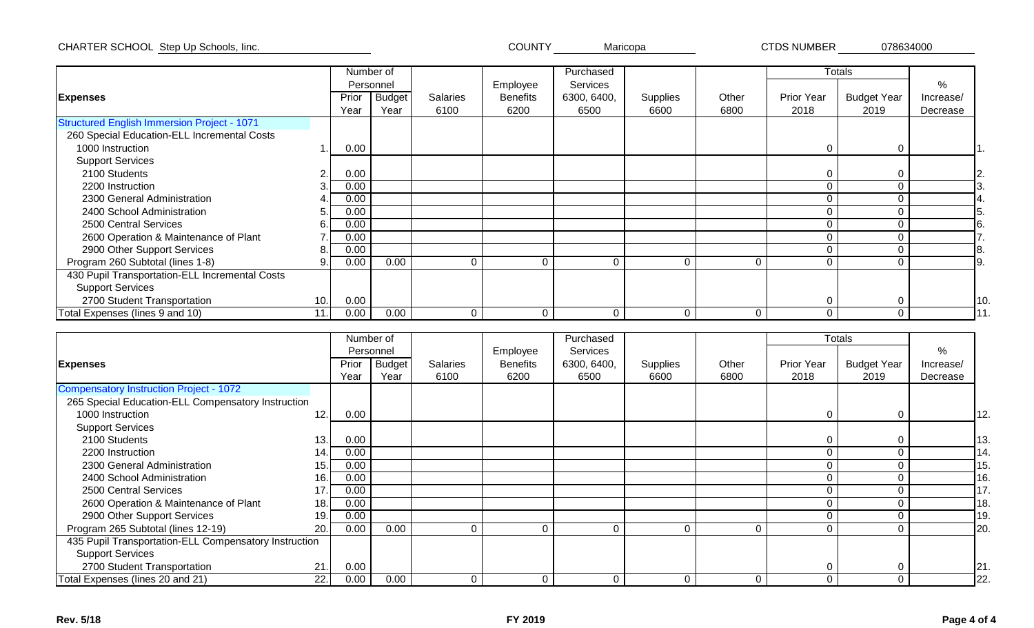CHARTER SCHOOL Step Up Schools, Iinc. COUNTY Maricopa CTDS NUMBER 078634000

| Expenses | | Number of Personnel | | Salaries | Employee Benefits | Purchased Services | Supplies | Other | Totals | | % | |
|---|---|---|---|---|---|---|---|---|---|---|---|---|
| | | Prior Year | Budget Year | 6100 | 6200 | 6300, 6400, 6500 | 6600 | 6800 | Prior Year 2018 | Budget Year 2019 | Increase/ Decrease | |
| Structured English Immersion Project - 1071 | | | | | | | | | | | | |
| 260 Special Education-ELL Incremental Costs | | | | | | | | | | | | |
| 1000 Instruction | 1. | 0.00 | | | | | | | 0 | 0 | | 1. |
| Support Services | | | | | | | | | | | | |
| 2100 Students | 2. | 0.00 | | | | | | | 0 | 0 | | 2. |
| 2200 Instruction | 3. | 0.00 | | | | | | | 0 | 0 | | 3. |
| 2300 General Administration | 4. | 0.00 | | | | | | | 0 | 0 | | 4. |
| 2400 School Administration | 5. | 0.00 | | | | | | | 0 | 0 | | 5. |
| 2500 Central Services | 6. | 0.00 | | | | | | | 0 | 0 | | 6. |
| 2600 Operation & Maintenance of Plant | 7. | 0.00 | | | | | | | 0 | 0 | | 7. |
| 2900 Other Support Services | 8. | 0.00 | | | | | | | 0 | 0 | | 8. |
| Program 260 Subtotal (lines 1-8) | 9. | 0.00 | 0.00 | 0 | 0 | 0 | 0 | 0 | 0 | 0 | | 9. |
| 430 Pupil Transportation-ELL Incremental Costs | | | | | | | | | | | | |
| Support Services | | | | | | | | | | | | |
| 2700 Student Transportation | 10. | 0.00 | | | | | | | 0 | 0 | | 10. |
| Total Expenses (lines 9 and 10) | 11. | 0.00 | 0.00 | 0 | 0 | 0 | 0 | 0 | 0 | 0 | | 11. |

| Expenses | | Number of Personnel | | Salaries | Employee Benefits | Purchased Services | Supplies | Other | Totals | | % | |
|---|---|---|---|---|---|---|---|---|---|---|---|---|
| | | Prior Year | Budget Year | 6100 | 6200 | 6300, 6400, 6500 | 6600 | 6800 | Prior Year 2018 | Budget Year 2019 | Increase/ Decrease | |
| Compensatory Instruction Project - 1072 | | | | | | | | | | | | |
| 265 Special Education-ELL Compensatory Instruction | | | | | | | | | | | | |
| 1000 Instruction | 12. | 0.00 | | | | | | | 0 | 0 | | 12. |
| Support Services | | | | | | | | | | | | |
| 2100 Students | 13. | 0.00 | | | | | | | 0 | 0 | | 13. |
| 2200 Instruction | 14. | 0.00 | | | | | | | 0 | 0 | | 14. |
| 2300 General Administration | 15. | 0.00 | | | | | | | 0 | 0 | | 15. |
| 2400 School Administration | 16. | 0.00 | | | | | | | 0 | 0 | | 16. |
| 2500 Central Services | 17. | 0.00 | | | | | | | 0 | 0 | | 17. |
| 2600 Operation & Maintenance of Plant | 18. | 0.00 | | | | | | | 0 | 0 | | 18. |
| 2900 Other Support Services | 19. | 0.00 | | | | | | | 0 | 0 | | 19. |
| Program 265 Subtotal (lines 12-19) | 20. | 0.00 | 0.00 | 0 | 0 | 0 | 0 | 0 | 0 | 0 | | 20. |
| 435 Pupil Transportation-ELL Compensatory Instruction | | | | | | | | | | | | |
| Support Services | | | | | | | | | | | | |
| 2700 Student Transportation | 21. | 0.00 | | | | | | | 0 | 0 | | 21. |
| Total Expenses (lines 20 and 21) | 22. | 0.00 | 0.00 | 0 | 0 | 0 | 0 | 0 | 0 | 0 | | 22. |

Rev. 5/18 FY 2019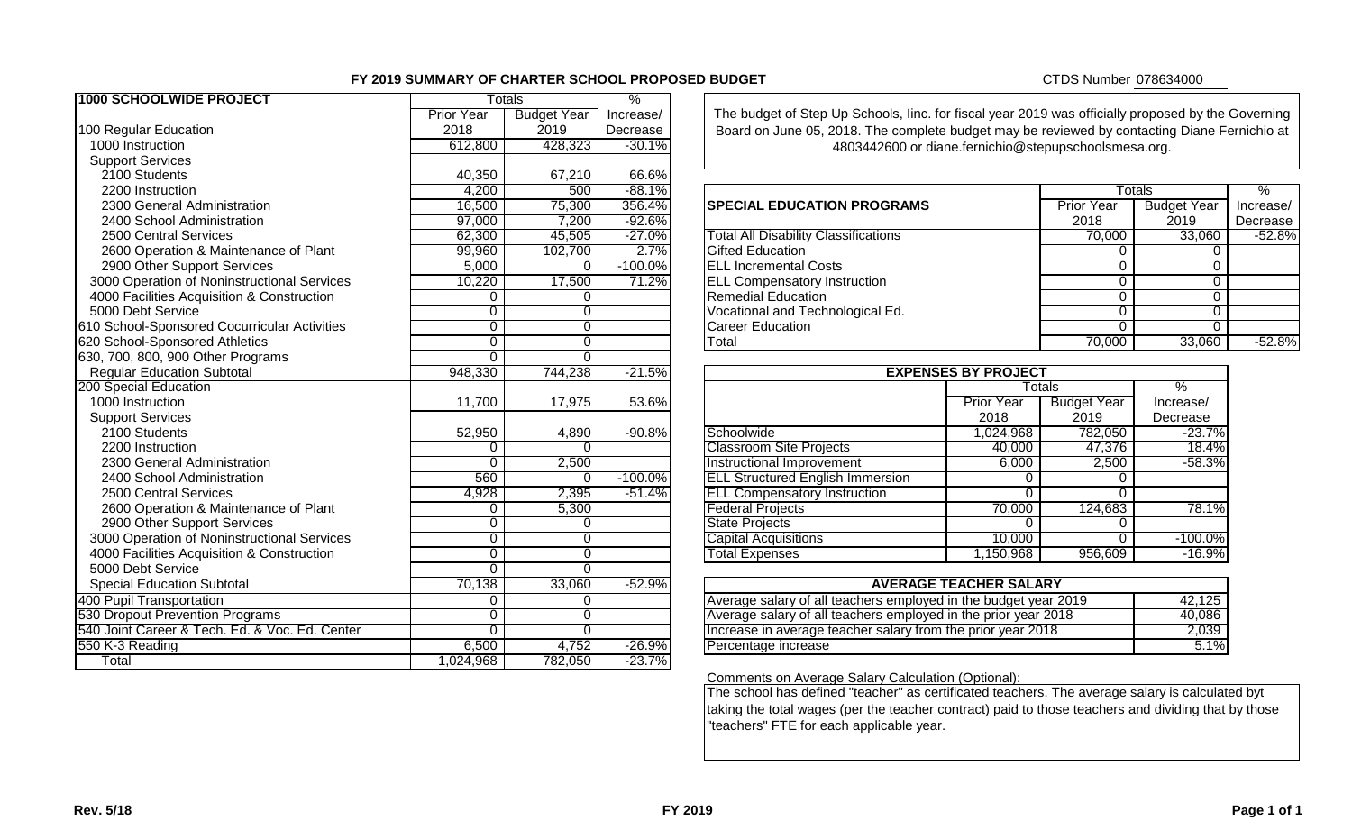# FY 2019 SUMMARY OF CHARTER SCHOOL PROPOSED BUDGET

CTDS Number 078634000

| 1000 SCHOOLWIDE PROJECT | Totals | | % |
|---|---|---|---|
| | Prior Year 2018 | Budget Year 2019 | Increase/ Decrease |
| 100 Regular Education | | | |
| 1000 Instruction | 612,800 | 428,323 | -30.1% |
| Support Services | | | |
| 2100 Students | 40,350 | 67,210 | 66.6% |
| 2200 Instruction | 4,200 | 500 | -88.1% |
| 2300 General Administration | 16,500 | 75,300 | 356.4% |
| 2400 School Administration | 97,000 | 7,200 | -92.6% |
| 2500 Central Services | 62,300 | 45,505 | -27.0% |
| 2600 Operation & Maintenance of Plant | 99,960 | 102,700 | 2.7% |
| 2900 Other Support Services | 5,000 | 0 | -100.0% |
| 3000 Operation of Noninstructional Services | 10,220 | 17,500 | 71.2% |
| 4000 Facilities Acquisition & Construction | 0 | 0 | |
| 5000 Debt Service | 0 | 0 | |
| 610 School-Sponsored Cocurricular Activities | 0 | 0 | |
| 620 School-Sponsored Athletics | 0 | 0 | |
| 630, 700, 800, 900 Other Programs | 0 | 0 | |
| Regular Education Subtotal | 948,330 | 744,238 | -21.5% |
| 200 Special Education | | | |
| 1000 Instruction | 11,700 | 17,975 | 53.6% |
| Support Services | | | |
| 2100 Students | 52,950 | 4,890 | -90.8% |
| 2200 Instruction | 0 | 0 | |
| 2300 General Administration | 0 | 2,500 | |
| 2400 School Administration | 560 | 0 | -100.0% |
| 2500 Central Services | 4,928 | 2,395 | -51.4% |
| 2600 Operation & Maintenance of Plant | 0 | 5,300 | |
| 2900 Other Support Services | 0 | 0 | |
| 3000 Operation of Noninstructional Services | 0 | 0 | |
| 4000 Facilities Acquisition & Construction | 0 | 0 | |
| 5000 Debt Service | 0 | 0 | |
| Special Education Subtotal | 70,138 | 33,060 | -52.9% |
| 400 Pupil Transportation | 0 | 0 | |
| 530 Dropout Prevention Programs | 0 | 0 | |
| 540 Joint Career & Tech. Ed. & Voc. Ed. Center | 0 | 0 | |
| 550 K-3 Reading | 6,500 | 4,752 | -26.9% |
| Total | 1,024,968 | 782,050 | -23.7% |

The budget of Step Up Schools, Iinc. for fiscal year 2019 was officially proposed by the Governing Board on June 05, 2018. The complete budget may be reviewed by contacting Diane Fernichio at 4803442600 or diane.fernichio@stepupschoolsmesa.org.

| SPECIAL EDUCATION PROGRAMS | Totals | | % |
|---|---|---|---|
| | Prior Year 2018 | Budget Year 2019 | Increase/ Decrease |
| Total All Disability Classifications | 70,000 | 33,060 | -52.8% |
| Gifted Education | 0 | 0 | |
| ELL Incremental Costs | 0 | 0 | |
| ELL Compensatory Instruction | 0 | 0 | |
| Remedial Education | 0 | 0 | |
| Vocational and Technological Ed. | 0 | 0 | |
| Career Education | 0 | 0 | |
| Total | 70,000 | 33,060 | -52.8% |

| EXPENSES BY PROJECT | Totals | | % |
|---|---|---|---|
| | Prior Year 2018 | Budget Year 2019 | Increase/ Decrease |
| Schoolwide | 1,024,968 | 782,050 | -23.7% |
| Classroom Site Projects | 40,000 | 47,376 | 18.4% |
| Instructional Improvement | 6,000 | 2,500 | -58.3% |
| ELL Structured English Immersion | 0 | 0 | |
| ELL Compensatory Instruction | 0 | 0 | |
| Federal Projects | 70,000 | 124,683 | 78.1% |
| State Projects | 0 | 0 | |
| Capital Acquisitions | 10,000 | 0 | -100.0% |
| Total Expenses | 1,150,968 | 956,609 | -16.9% |

| AVERAGE TEACHER SALARY | |
|---|---|
| Average salary of all teachers employed in the budget year 2019 | 42,125 |
| Average salary of all teachers employed in the prior year 2018 | 40,086 |
| Increase in average teacher salary from the prior year 2018 | 2,039 |
| Percentage increase | 5.1% |

Comments on Average Salary Calculation (Optional):

The school has defined "teacher" as certificated teachers. The average salary is calculated byt taking the total wages (per the teacher contract) paid to those teachers and dividing that by those "teachers" FTE for each applicable year.